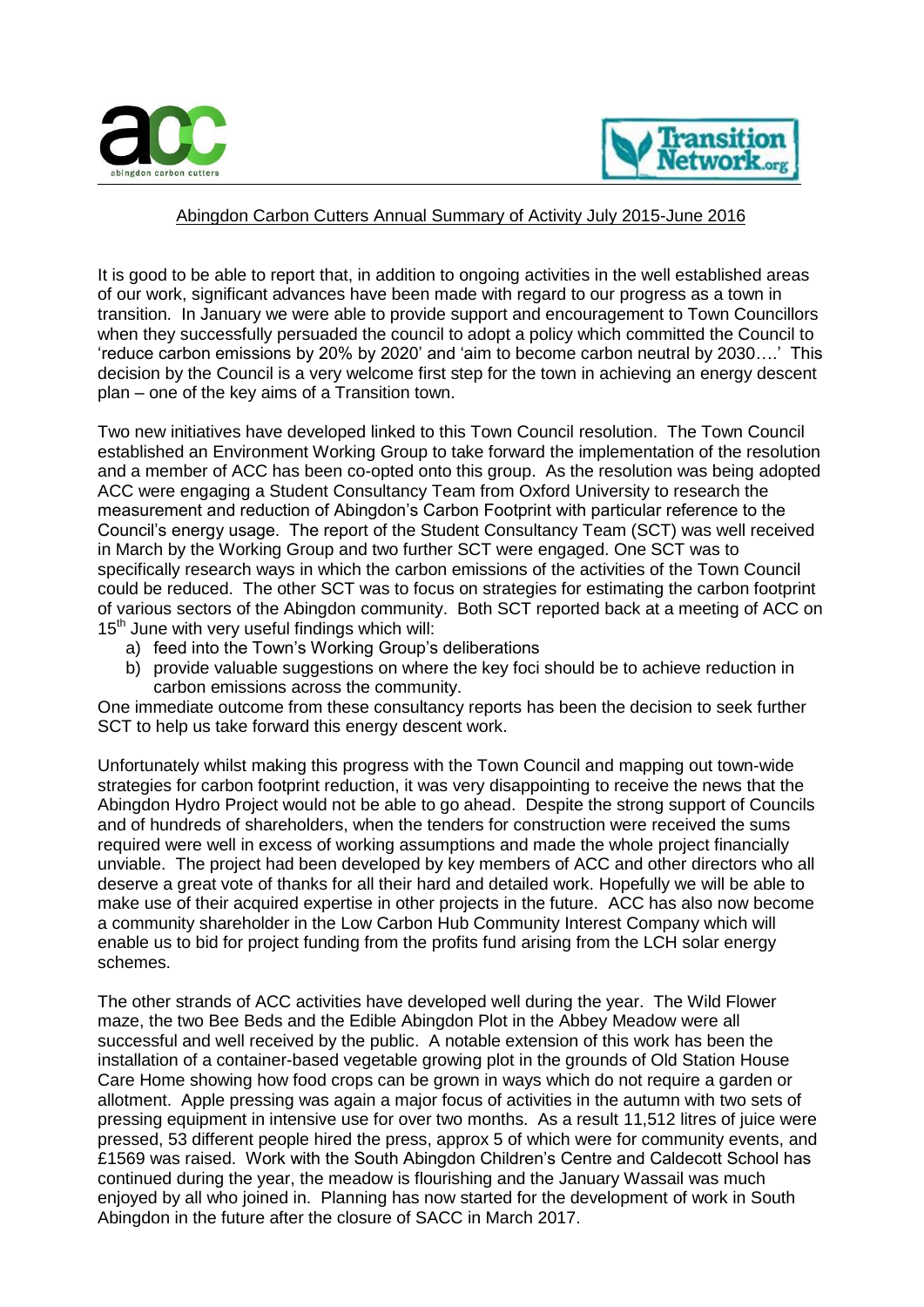# Abingdon Carbon Cutters Annual Summary of Activity July 2015-June 2016

It is good to be able to report that, in addition to ongoing activities in the well established areas of our work, significant advances have been made with regard to our progress as a town in transition. In January we were able to provide support and encouragement to Town Councillors when they successfully persuaded the council to adopt a policy which committed the Council to 'reduce carbon emissions by 20% by 2020' and 'aim to become carbon neutral by 2030….' This decision by the Council is a very welcome first step for the town in achieving an energy descent plan – one of the key aims of a Transition town.

Two new initiatives have developed linked to this Town Council resolution. The Town Council established an Environment Working Group to take forward the implementation of the resolution and a member of ACC has been co-opted onto this group. As the resolution was being adopted ACC were engaging a Student Consultancy Team from Oxford University to research the measurement and reduction of Abingdon's Carbon Footprint with particular reference to the Council's energy usage. The report of the Student Consultancy Team (SCT) was well received in March by the Working Group and two further SCT were engaged. One SCT was to specifically research ways in which the carbon emissions of the activities of the Town Council could be reduced. The other SCT was to focus on strategies for estimating the carbon footprint of various sectors of the Abingdon community. Both SCT reported back at a meeting of ACC on 15th June with very useful findings which will:

a) feed into the Town's Working Group's deliberations
b) provide valuable suggestions on where the key foci should be to achieve reduction in carbon emissions across the community.

One immediate outcome from these consultancy reports has been the decision to seek further SCT to help us take forward this energy descent work.

Unfortunately whilst making this progress with the Town Council and mapping out town-wide strategies for carbon footprint reduction, it was very disappointing to receive the news that the Abingdon Hydro Project would not be able to go ahead. Despite the strong support of Councils and of hundreds of shareholders, when the tenders for construction were received the sums required were well in excess of working assumptions and made the whole project financially unviable. The project had been developed by key members of ACC and other directors who all deserve a great vote of thanks for all their hard and detailed work. Hopefully we will be able to make use of their acquired expertise in other projects in the future. ACC has also now become a community shareholder in the Low Carbon Hub Community Interest Company which will enable us to bid for project funding from the profits fund arising from the LCH solar energy schemes.

The other strands of ACC activities have developed well during the year. The Wild Flower maze, the two Bee Beds and the Edible Abingdon Plot in the Abbey Meadow were all successful and well received by the public. A notable extension of this work has been the installation of a container-based vegetable growing plot in the grounds of Old Station House Care Home showing how food crops can be grown in ways which do not require a garden or allotment. Apple pressing was again a major focus of activities in the autumn with two sets of pressing equipment in intensive use for over two months. As a result 11,512 litres of juice were pressed, 53 different people hired the press, approx 5 of which were for community events, and £1569 was raised. Work with the South Abingdon Children's Centre and Caldecott School has continued during the year, the meadow is flourishing and the January Wassail was much enjoyed by all who joined in. Planning has now started for the development of work in South Abingdon in the future after the closure of SACC in March 2017.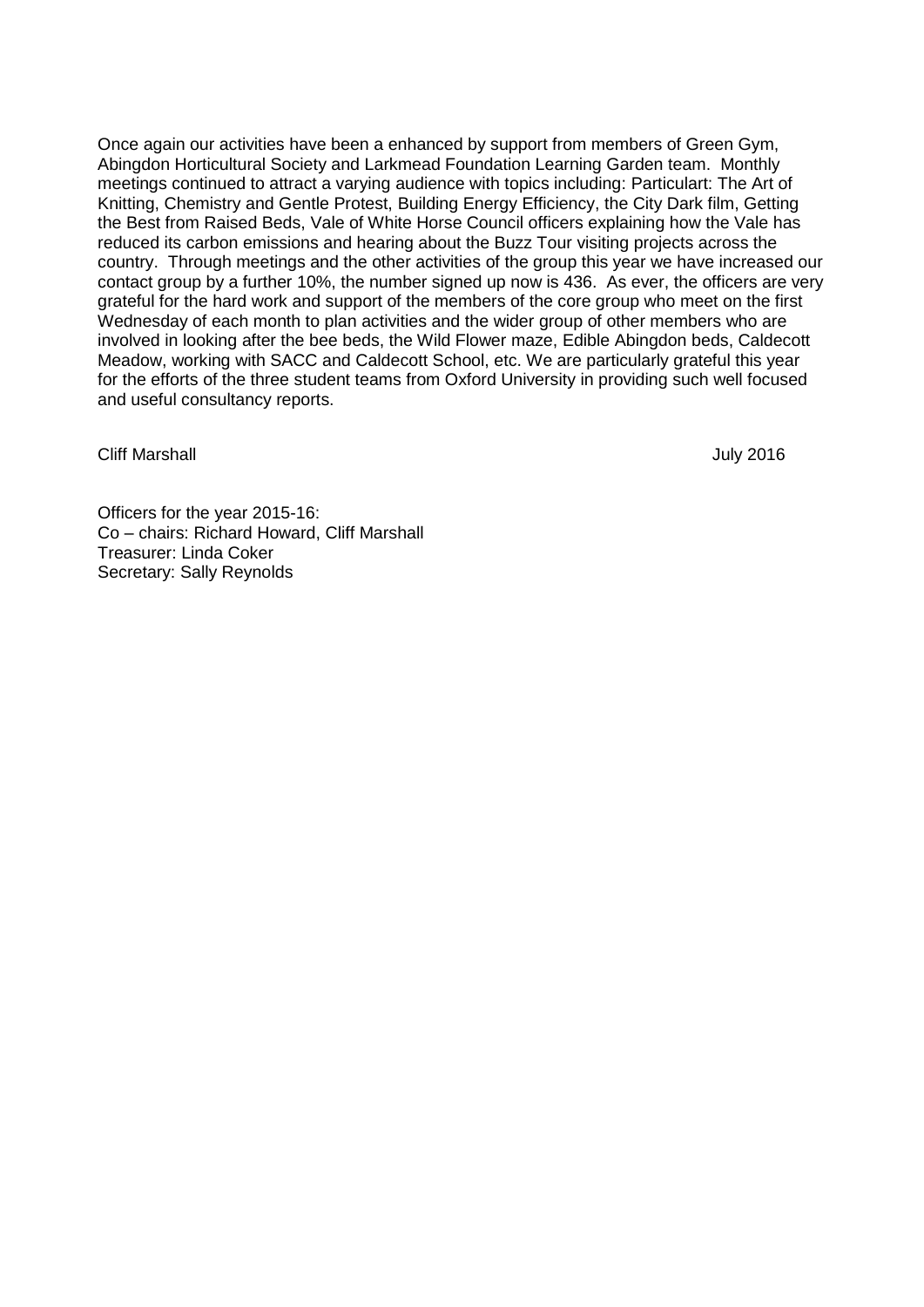Once again our activities have been a enhanced by support from members of Green Gym, Abingdon Horticultural Society and Larkmead Foundation Learning Garden team. Monthly meetings continued to attract a varying audience with topics including: Particulart: The Art of Knitting, Chemistry and Gentle Protest, Building Energy Efficiency, the City Dark film, Getting the Best from Raised Beds, Vale of White Horse Council officers explaining how the Vale has reduced its carbon emissions and hearing about the Buzz Tour visiting projects across the country. Through meetings and the other activities of the group this year we have increased our contact group by a further 10%, the number signed up now is 436. As ever, the officers are very grateful for the hard work and support of the members of the core group who meet on the first Wednesday of each month to plan activities and the wider group of other members who are involved in looking after the bee beds, the Wild Flower maze, Edible Abingdon beds, Caldecott Meadow, working with SACC and Caldecott School, etc. We are particularly grateful this year for the efforts of the three student teams from Oxford University in providing such well focused and useful consultancy reports.

Cliff Marshall July 2016

Officers for the year 2015-16:
Co – chairs: Richard Howard, Cliff Marshall
Treasurer: Linda Coker
Secretary: Sally Reynolds